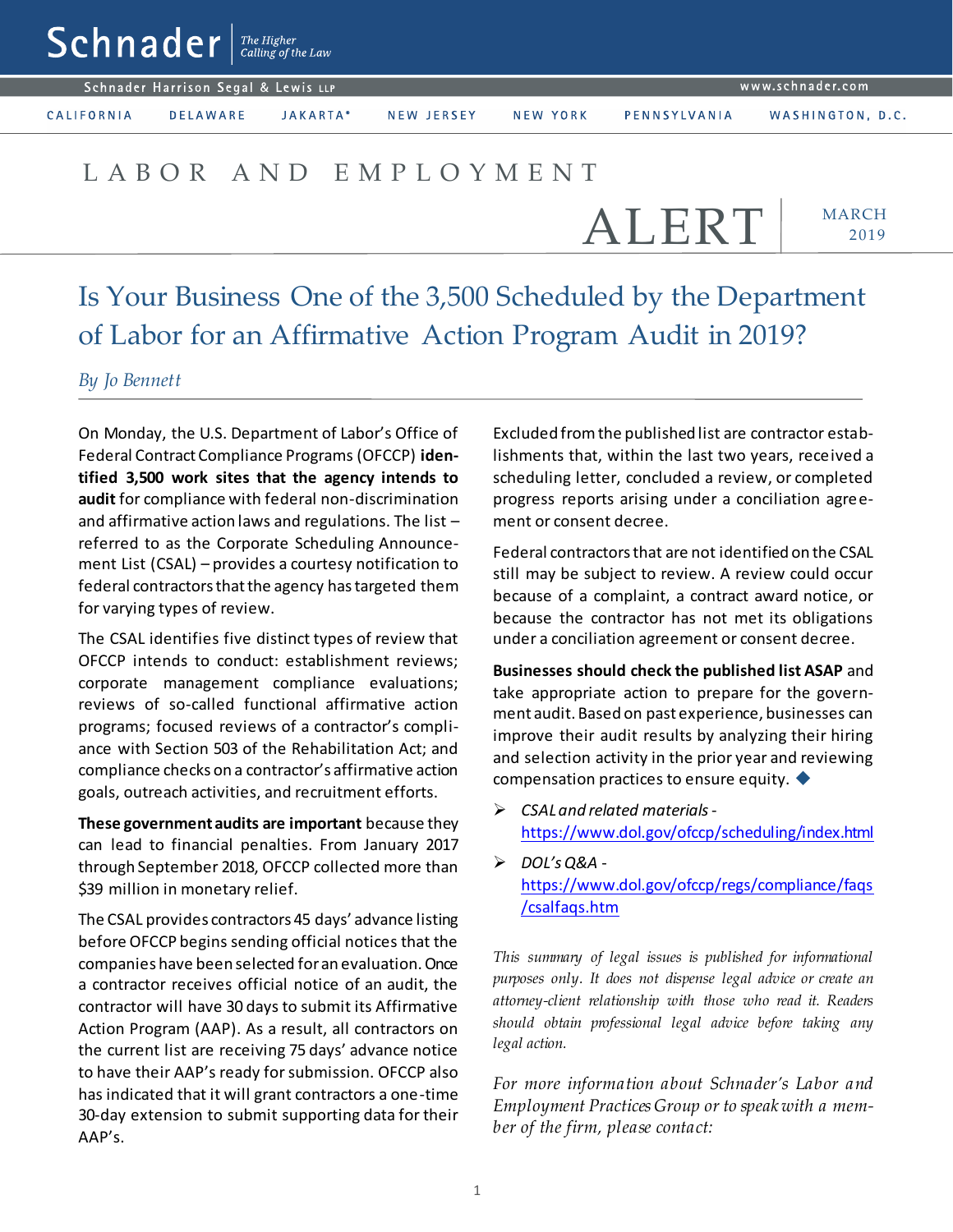# Schnader

*The Higher Calling of the Law*

Schnader Harrison Segal & Lewis LLP

www.schnader.com

CALIFORNIA | DELAWARE | JAKARTA* | NEW JERSEY | NEW YORK | PENNSYLVANIA | WASHINGTON, D.C.

LABOR AND EMPLOYMENT

ALERT

MARCH 2019

## Is Your Business One of the 3,500 Scheduled by the Department of Labor for an Affirmative Action Program Audit in 2019?

*By Jo Bennett*

On Monday, the U.S. Department of Labor's Office of Federal Contract Compliance Programs (OFCCP) **identified 3,500 work sites that the agency intends to audit** for compliance with federal non-discrimination and affirmative action laws and regulations. The list – referred to as the Corporate Scheduling Announcement List (CSAL) – provides a courtesy notification to federal contractors that the agency has targeted them for varying types of review.

The CSAL identifies five distinct types of review that OFCCP intends to conduct: establishment reviews; corporate management compliance evaluations; reviews of so-called functional affirmative action programs; focused reviews of a contractor's compliance with Section 503 of the Rehabilitation Act; and compliance checks on a contractor's affirmative action goals, outreach activities, and recruitment efforts.

**These government audits are important** because they can lead to financial penalties. From January 2017 through September 2018, OFCCP collected more than $39 million in monetary relief.

The CSAL provides contractors 45 days' advance listing before OFCCP begins sending official notices that the companies have been selected for an evaluation. Once a contractor receives official notice of an audit, the contractor will have 30 days to submit its Affirmative Action Program (AAP). As a result, all contractors on the current list are receiving 75 days' advance notice to have their AAP's ready for submission. OFCCP also has indicated that it will grant contractors a one-time 30-day extension to submit supporting data for their AAP's.

Excluded from the published list are contractor establishments that, within the last two years, received a scheduling letter, concluded a review, or completed progress reports arising under a conciliation agreement or consent decree.

Federal contractors that are not identified on the CSAL still may be subject to review. A review could occur because of a complaint, a contract award notice, or because the contractor has not met its obligations under a conciliation agreement or consent decree.

**Businesses should check the published list ASAP** and take appropriate action to prepare for the government audit. Based on past experience, businesses can improve their audit results by analyzing their hiring and selection activity in the prior year and reviewing compensation practices to ensure equity. ◆

- *CSAL and related materials* - https://www.dol.gov/ofccp/scheduling/index.html
- *DOL's Q&A* - https://www.dol.gov/ofccp/regs/compliance/faqs/csalfaqs.htm

*This summary of legal issues is published for informational purposes only. It does not dispense legal advice or create an attorney-client relationship with those who read it. Readers should obtain professional legal advice before taking any legal action.*

*For more information about Schnader's Labor and Employment Practices Group or to speak with a member of the firm, please contact:*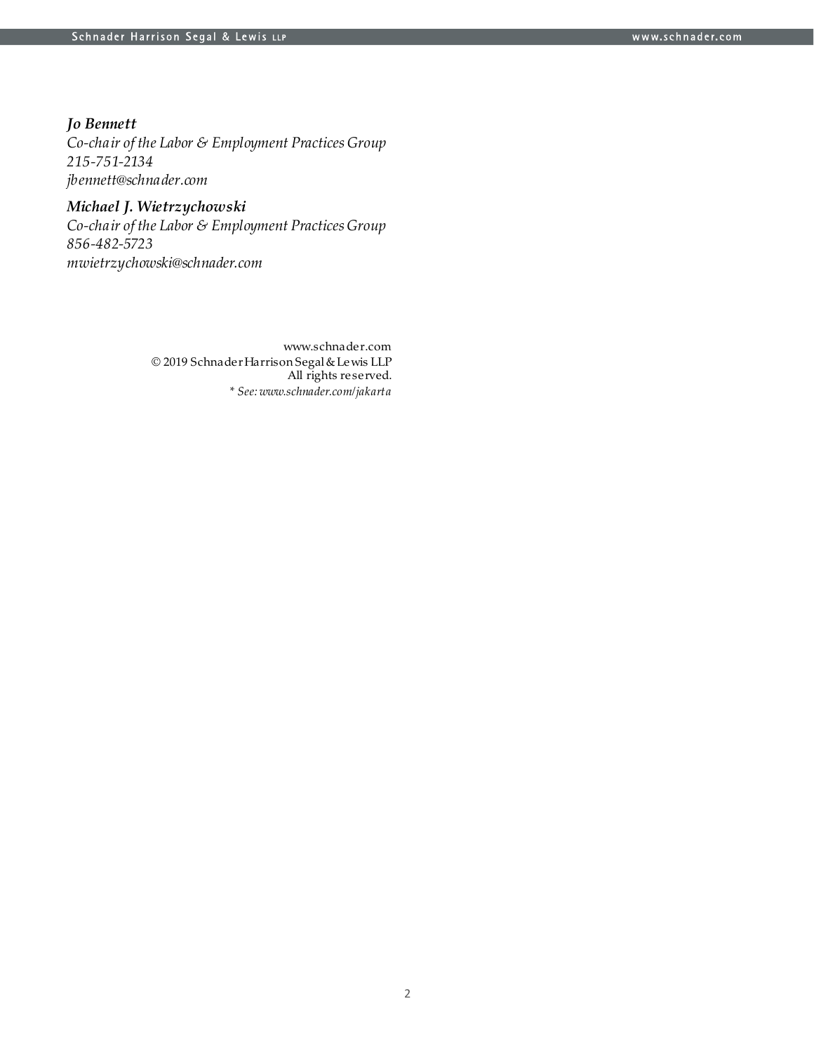***Jo Bennett***
*Co-chair of the Labor & Employment Practices Group*
*215-751-2134*
*jbennett@schnader.com*

***Michael J. Wietrzychowski***
*Co-chair of the Labor & Employment Practices Group*
*856-482-5723*
*mwietrzychowski@schnader.com*

www.schnader.com
© 2019 Schnader Harrison Segal & Lewis LLP
All rights reserved.
*\* See: www.schnader.com/jakarta*